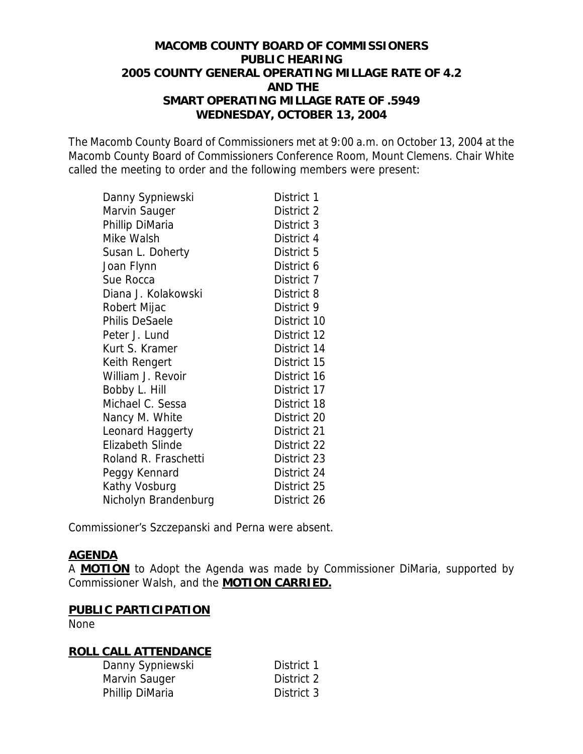# MACOMB COUNTY BOARD OF COMMISSIONERS
## PUBLIC HEARING
## 2005 COUNTY GENERAL OPERATING MILLAGE RATE OF 4.2
## AND THE
## SMART OPERATING MILLAGE RATE OF .5949
## WEDNESDAY, OCTOBER 13, 2004

The Macomb County Board of Commissioners met at 9:00 a.m. on October 13, 2004 at the Macomb County Board of Commissioners Conference Room, Mount Clemens. Chair White called the meeting to order and the following members were present:

| | |
|---|---|
| Danny Sypniewski | District 1 |
| Marvin Sauger | District 2 |
| Phillip DiMaria | District 3 |
| Mike Walsh | District 4 |
| Susan L. Doherty | District 5 |
| Joan Flynn | District 6 |
| Sue Rocca | District 7 |
| Diana J. Kolakowski | District 8 |
| Robert Mijac | District 9 |
| Philis DeSaele | District 10 |
| Peter J. Lund | District 12 |
| Kurt S. Kramer | District 14 |
| Keith Rengert | District 15 |
| William J. Revoir | District 16 |
| Bobby L. Hill | District 17 |
| Michael C. Sessa | District 18 |
| Nancy M. White | District 20 |
| Leonard Haggerty | District 21 |
| Elizabeth Slinde | District 22 |
| Roland R. Fraschetti | District 23 |
| Peggy Kennard | District 24 |
| Kathy Vosburg | District 25 |
| Nicholyn Brandenburg | District 26 |

Commissioner's Szczepanski and Perna were absent.

**AGENDA**

A **MOTION** to Adopt the Agenda was made by Commissioner DiMaria, supported by Commissioner Walsh, and the **MOTION CARRIED.**

**PUBLIC PARTICIPATION**

None

**ROLL CALL ATTENDANCE**

| | |
|---|---|
| Danny Sypniewski | District 1 |
| Marvin Sauger | District 2 |
| Phillip DiMaria | District 3 |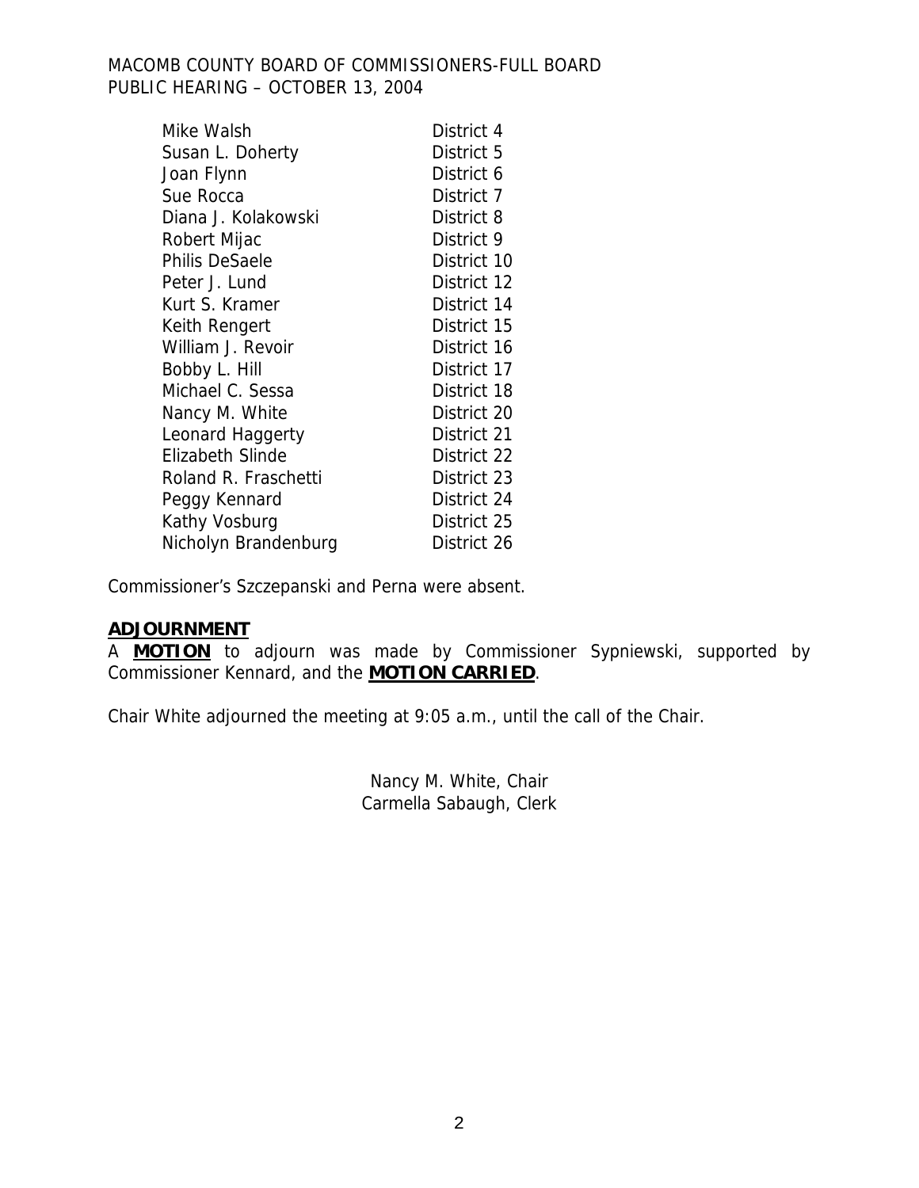| | |
|---|---|
| Mike Walsh | District 4 |
| Susan L. Doherty | District 5 |
| Joan Flynn | District 6 |
| Sue Rocca | District 7 |
| Diana J. Kolakowski | District 8 |
| Robert Mijac | District 9 |
| Philis DeSaele | District 10 |
| Peter J. Lund | District 12 |
| Kurt S. Kramer | District 14 |
| Keith Rengert | District 15 |
| William J. Revoir | District 16 |
| Bobby L. Hill | District 17 |
| Michael C. Sessa | District 18 |
| Nancy M. White | District 20 |
| Leonard Haggerty | District 21 |
| Elizabeth Slinde | District 22 |
| Roland R. Fraschetti | District 23 |
| Peggy Kennard | District 24 |
| Kathy Vosburg | District 25 |
| Nicholyn Brandenburg | District 26 |

Commissioner's Szczepanski and Perna were absent.

## ADJOURNMENT

A **MOTION** to adjourn was made by Commissioner Sypniewski, supported by Commissioner Kennard, and the **MOTION CARRIED**.

Chair White adjourned the meeting at 9:05 a.m., until the call of the Chair.

Nancy M. White, Chair
Carmella Sabaugh, Clerk